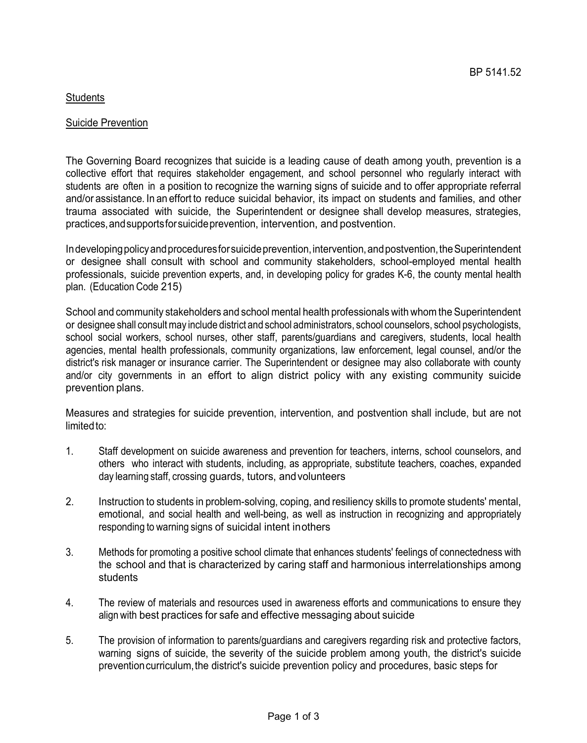BP 5141.52

Students

Suicide Prevention

The Governing Board recognizes that suicide is a leading cause of death among youth, prevention is a collective effort that requires stakeholder engagement, and school personnel who regularly interact with students are often in a position to recognize the warning signs of suicide and to offer appropriate referral and/or assistance. In an effort to reduce suicidal behavior, its impact on students and families, and other trauma associated with suicide, the Superintendent or designee shall develop measures, strategies, practices, and supports for suicide prevention, intervention, and postvention.

In developing policy and procedures for suicide prevention, intervention, and postvention, the Superintendent or designee shall consult with school and community stakeholders, school-employed mental health professionals, suicide prevention experts, and, in developing policy for grades K-6, the county mental health plan. (Education Code 215)

School and community stakeholders and school mental health professionals with whom the Superintendent or designee shall consult may include district and school administrators, school counselors, school psychologists, school social workers, school nurses, other staff, parents/guardians and caregivers, students, local health agencies, mental health professionals, community organizations, law enforcement, legal counsel, and/or the district's risk manager or insurance carrier. The Superintendent or designee may also collaborate with county and/or city governments in an effort to align district policy with any existing community suicide prevention plans.

Measures and strategies for suicide prevention, intervention, and postvention shall include, but are not limited to:

1. Staff development on suicide awareness and prevention for teachers, interns, school counselors, and others who interact with students, including, as appropriate, substitute teachers, coaches, expanded day learning staff, crossing guards, tutors, and volunteers

2. Instruction to students in problem-solving, coping, and resiliency skills to promote students' mental, emotional, and social health and well-being, as well as instruction in recognizing and appropriately responding to warning signs of suicidal intent in others

3. Methods for promoting a positive school climate that enhances students' feelings of connectedness with the school and that is characterized by caring staff and harmonious interrelationships among students

4. The review of materials and resources used in awareness efforts and communications to ensure they align with best practices for safe and effective messaging about suicide

5. The provision of information to parents/guardians and caregivers regarding risk and protective factors, warning signs of suicide, the severity of the suicide problem among youth, the district's suicide prevention curriculum, the district's suicide prevention policy and procedures, basic steps for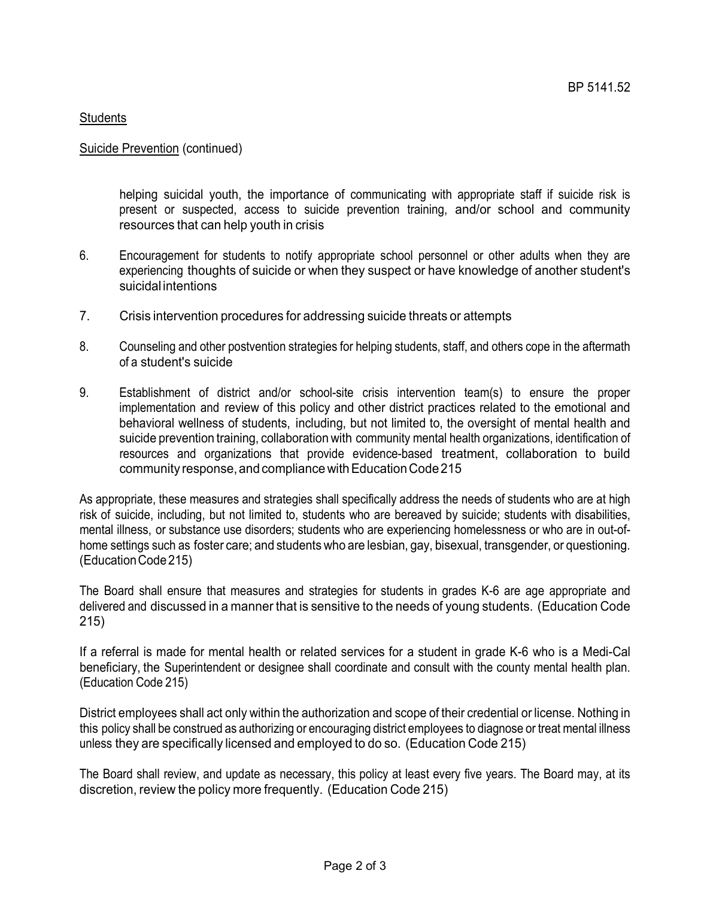helping suicidal youth, the importance of communicating with appropriate staff if suicide risk is present or suspected, access to suicide prevention training, and/or school and community resources that can help youth in crisis

6. Encouragement for students to notify appropriate school personnel or other adults when they are experiencing thoughts of suicide or when they suspect or have knowledge of another student's suicidal intentions

7. Crisis intervention procedures for addressing suicide threats or attempts

8. Counseling and other postvention strategies for helping students, staff, and others cope in the aftermath of a student's suicide

9. Establishment of district and/or school-site crisis intervention team(s) to ensure the proper implementation and review of this policy and other district practices related to the emotional and behavioral wellness of students, including, but not limited to, the oversight of mental health and suicide prevention training, collaboration with community mental health organizations, identification of resources and organizations that provide evidence-based treatment, collaboration to build community response, and compliance with Education Code 215

As appropriate, these measures and strategies shall specifically address the needs of students who are at high risk of suicide, including, but not limited to, students who are bereaved by suicide; students with disabilities, mental illness, or substance use disorders; students who are experiencing homelessness or who are in out-of-home settings such as foster care; and students who are lesbian, gay, bisexual, transgender, or questioning. (Education Code 215)

The Board shall ensure that measures and strategies for students in grades K-6 are age appropriate and delivered and discussed in a manner that is sensitive to the needs of young students. (Education Code 215)

If a referral is made for mental health or related services for a student in grade K-6 who is a Medi-Cal beneficiary, the Superintendent or designee shall coordinate and consult with the county mental health plan. (Education Code 215)

District employees shall act only within the authorization and scope of their credential or license. Nothing in this policy shall be construed as authorizing or encouraging district employees to diagnose or treat mental illness unless they are specifically licensed and employed to do so. (Education Code 215)

The Board shall review, and update as necessary, this policy at least every five years. The Board may, at its discretion, review the policy more frequently. (Education Code 215)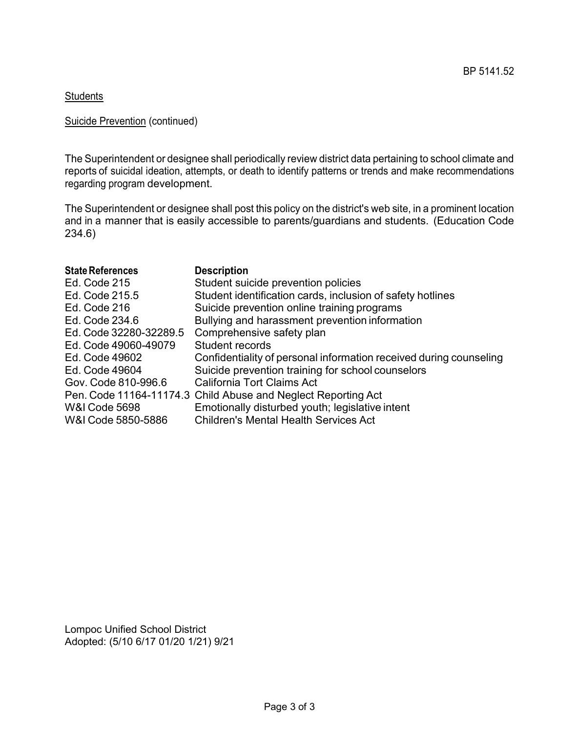Students

Suicide Prevention (continued)

The Superintendent or designee shall periodically review district data pertaining to school climate and reports of suicidal ideation, attempts, or death to identify patterns or trends and make recommendations regarding program development.

The Superintendent or designee shall post this policy on the district's web site, in a prominent location and in a manner that is easily accessible to parents/guardians and students. (Education Code 234.6)

| State References | Description |
| --- | --- |
| Ed. Code 215 | Student suicide prevention policies |
| Ed. Code 215.5 | Student identification cards, inclusion of safety hotlines |
| Ed. Code 216 | Suicide prevention online training programs |
| Ed. Code 234.6 | Bullying and harassment prevention information |
| Ed. Code 32280-32289.5 | Comprehensive safety plan |
| Ed. Code 49060-49079 | Student records |
| Ed. Code 49602 | Confidentiality of personal information received during counseling |
| Ed. Code 49604 | Suicide prevention training for school counselors |
| Gov. Code 810-996.6 | California Tort Claims Act |
| Pen. Code 11164-11174.3 | Child Abuse and Neglect Reporting Act |
| W&I Code 5698 | Emotionally disturbed youth; legislative intent |
| W&I Code 5850-5886 | Children's Mental Health Services Act |

Lompoc Unified School District
Adopted: (5/10 6/17 01/20 1/21) 9/21